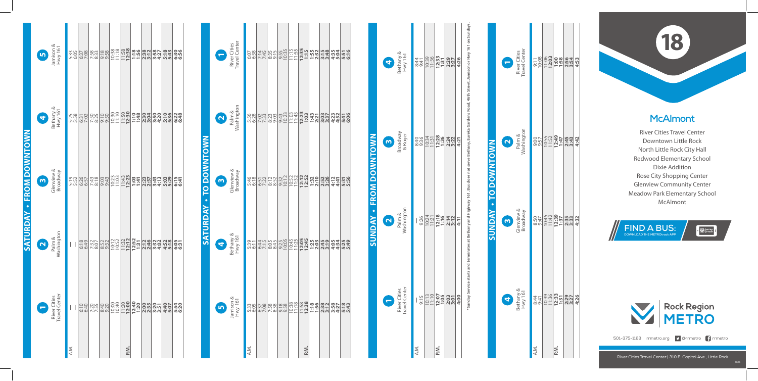# 18

## McAlmont

River Cities Travel Center
Downtown Little Rock
North Little Rock City Hall
Redwood Elementary School
Dixie Addition
Rose City Shopping Center
Glenview Community Center
Meadow Park Elementary School
McAlmont

**FIND A BUS:** DOWNLOAD THE METROtrack APP

Rock Region METRO

501-375-1163 rrmetro.org @rrmetro rrmetro

River Cities Travel Center | 310 E. Capitol Ave., Little Rock

## SATURDAY • FROM DOWNTOWN

| | 1 River Cities Travel Center | 2 Palm & Washington | 3 Glenview & Broadway | 4 Bethany & Hwy 161 | 5 Jamison & Hwy 161 |
|---|---|---|---|---|---|
| A.M. | — | — | 5:19 | 5:25 | 5:33 |
| | — | — | 5:52 | 5:58 | 6:05 |
| | 6:10 | 6:18 | 6:26 | 6:31 | 6:37 |
| | 6:40 | 6:49 | 6:57 | 7:02 | 7:08 |
| | 7:20 | 7:32 | 7:43 | 7:50 | 7:58 |
| | 7:55 | 8:07 | 8:18 | 8:25 | 8:33 |
| | 8:40 | 8:52 | 9:03 | 9:10 | 9:18 |
| | 9:20 | 9:32 | 9:43 | 9:50 | 9:58 |
| | 10:00 | 10:12 | 10:23 | 10:30 | 10:38 |
| | 10:40 | 10:52 | 11:03 | 11:10 | 11:18 |
| | 11:20 | 11:32 | 11:43 | 11:50 | 11:58 |
| P.M. | **12:00** | **12:12** | **12:23** | **12:30** | **12:38** |
| | **12:40** | **12:52** | **1:03** | **1:10** | **1:18** |
| | **1:20** | **1:31** | **1:41** | **1:48** | **1:56** |
| | **2:00** | **2:12** | **2:23** | **2:30** | **2:38** |
| | **2:35** | **2:46** | **2:57** | **3:04** | **3:12** |
| | **3:20** | **3:32** | **3:43** | **3:50** | **3:58** |
| | **3:51** | **4:02** | **4:13** | **4:20** | **4:27** |
| | **4:40** | **4:52** | **5:03** | **5:10** | **5:18** |
| | **5:07** | **5:18** | **5:29** | **5:36** | **5:43** |
| | **5:54** | **6:05** | **6:15** | **6:22** | **6:30** |
| | **6:20** | **6:31** | **6:41** | **6:48** | **6:56** |

## SATURDAY • TO DOWNTOWN

| | 5 Jamison & Hwy 161 | 4 Bethany & Hwy 161 | 3 Glenview & Broadway | 2 Palm & Washington | 1 River Cities Travel Center |
|---|---|---|---|---|---|
| A.M. | 5:33 | 5:39 | 5:46 | 5:56 | 6:07 |
| | 6:05 | 6:11 | 6:18 | 6:28 | 6:38 |
| | 6:37 | 6:44 | 6:51 | 7:02 | 7:14 |
| | 7:08 | 7:15 | 7:22 | 7:33 | 7:45 |
| | 7:58 | 8:05 | 8:12 | 8:23 | 8:35 |
| | 8:33 | 8:41 | 8:52 | 9:03 | 9:15 |
| | 9:18 | 9:25 | 9:32 | 9:43 | 9:55 |
| | 9:58 | 10:05 | 10:12 | 10:23 | 10:35 |
| | 10:38 | 10:45 | 10:52 | 11:03 | 11:15 |
| | 11:18 | 11:25 | 11:32 | 11:43 | 11:55 |
| P.M. | 11:58 | **12:05** | **12:12** | **12:23** | **12:35** |
| | **12:38** | **12:45** | **12:52** | **1:03** | **1:15** |
| | **1:18** | **1:25** | **1:32** | **1:43** | **1:55** |
| | **1:56** | **2:03** | **2:10** | **2:21** | **2:33** |
| | **2:38** | **2:45** | **2:52** | **3:03** | **3:15** |
| | **3:12** | **3:19** | **3:26** | **3:37** | **3:48** |
| | **3:58** | **4:05** | **4:12** | **4:23** | **4:35** |
| | **4:27** | **4:34** | **4:41** | **4:52** | **5:04** |
| | **5:18** | **5:25** | **5:31** | **5:41** | **5:51** |
| | **5:43** | **5:49** | **5:56** | **6:06** | **6:16** |

## SUNDAY • FROM DOWNTOWN

| | 1 River Cities Travel Center | 2 Palm & Washington | 3 Broadway & Roger | 4 Bethany & Hwy 161 |
|---|---|---|---|---|
| A.M. | — | — | 8:40 | 8:44 |
| | 9:15 | 9:26 | 9:36 | 9:41 |
| | 10:13 | 10:24 | 10:34 | 10:39 |
| | 11:10 | 11:21 | 11:31 | 11:36 |
| P.M. | **12:07** | **12:18** | **12:28** | **12:33** |
| | **1:05** | **1:16** | **1:26** | **1:31** |
| | **2:03** | **2:14** | **2:24** | **2:29** |
| | **3:01** | **3:12** | **3:22** | **3:27** |
| | **4:00** | **4:11** | **4:21** | **4:26** |

*Sunday Service starts and terminates at Bethany and Highway 161. Bus does not serve Bethany, Eureka Gardens Road, 46th Street, Jamison or Hwy 161 on Sundays.

## SUNDAY • TO DOWNTOWN

| | 4 Bethany & Hwy 161 | 3 Glenview & Broadway | 2 Palm & Washington | 1 River Cities Travel Center |
|---|---|---|---|---|
| A.M. | 8:44 | 8:50 | 9:00 | 9:11 |
| | 9:41 | 9:47 | 9:57 | 10:08 |
| | 10:39 | 10:45 | 10:55 | 11:06 |
| | 11:36 | 11:42 | 11:52 | **12:03** |
| P.M. | **12:33** | **12:39** | **12:49** | **1:00** |
| | **1:31** | **1:37** | **1:47** | **1:58** |
| | **2:29** | **2:35** | **2:45** | **2:56** |
| | **3:27** | **3:33** | **3:43** | **3:54** |
| | **4:26** | **4:32** | **4:42** | **4:53** |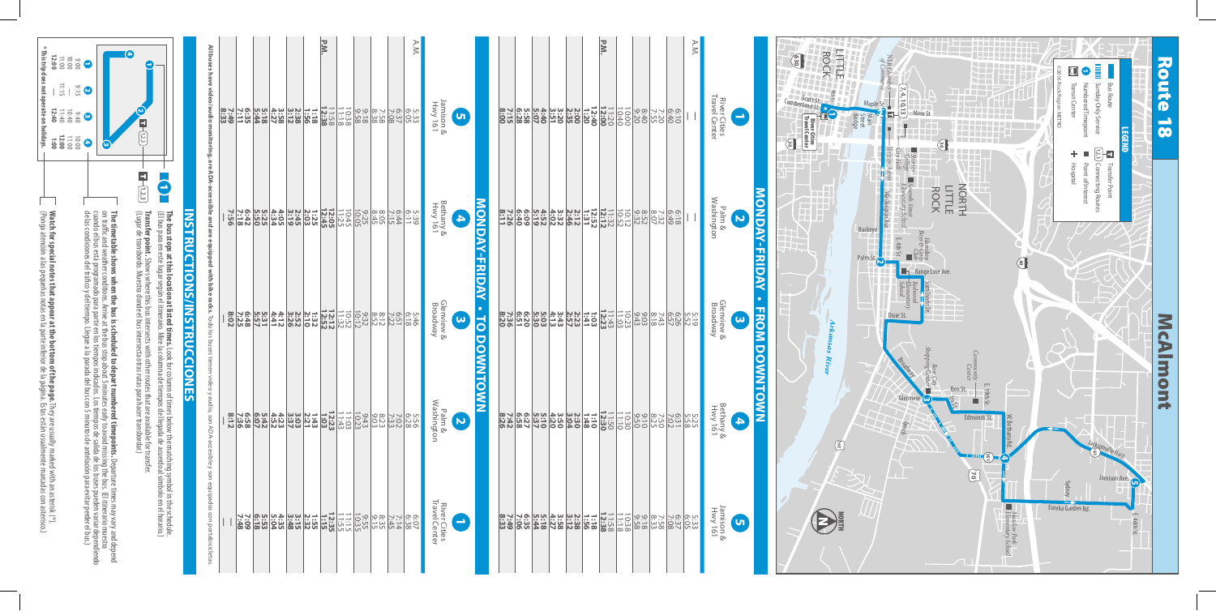# Route 18

# McAlmont

**LEGEND**

- Bus Route
- Sunday Only Service
- Numbered Timepoint
- Transit Center
- Transfer Point
- Connecting Routes
- Point of Interest
- Hospital

©2016 Rock Region METRO

## MONDAY-FRIDAY • FROM DOWNTOWN

| | 1 River Cities Travel Center | 2 Palm & Washington | 3 Glenview & Broadway | 4 Bethany & Hwy 161 | 5 Jamison & Hwy 161 |
|---|---|---|---|---|---|
| A.M. | — | — | 5:19 | 5:28 | 5:33 |
| | — | — | 5:52 | 5:58 | 6:05 |
| | 6:10 | 6:18 | 6:26 | 6:31 | 6:37 |
| | 6:40 | 6:49 | 6:57 | 7:03 | 7:08 |
| | 7:20 | 7:32 | 7:43 | 7:50 | 7:58 |
| | 7:55 | 8:07 | 8:18 | 8:25 | 8:33 |
| | 8:40 | 8:52 | 9:03 | 9:10 | 9:18 |
| | 9:20 | 9:32 | 9:43 | 9:50 | 9:58 |
| | 10:00 | 10:12 | 10:23 | 10:30 | 10:38 |
| | 10:40 | 10:52 | 11:03 | 11:10 | 11:18 |
| | 11:20 | 11:32 | 11:43 | 11:50 | 11:58 |
| P.M. | **12:00** | **12:12** | **12:23** | **12:30** | **12:38** |
| | **12:40** | **12:52** | **1:03** | **1:10** | **1:18** |
| | **1:20** | **1:31** | **1:41** | **1:48** | **1:56** |
| | **2:00** | **2:12** | **2:23** | **2:30** | **2:38** |
| | **2:35** | **2:46** | **2:57** | **3:04** | **3:12** |
| | **3:20** | **3:32** | **3:43** | **3:50** | **3:58** |
| | **3:51** | **4:02** | **4:13** | **4:20** | **4:27** |
| | **4:40** | **4:52** | **5:03** | **5:10** | **5:18** |
| | **5:07** | **5:19** | **5:30** | **5:37** | **5:44** |
| | **5:58** | **6:09** | **6:20** | **6:27** | **6:35** |
| | **6:28** | **6:40** | **6:51** | **6:58** | **7:06** |
| | **7:15** | **7:26** | **7:36** | **7:42** | **7:49** |
| | **8:00** | **8:11** | **8:20** | **8:26** | **8:33** |

## MONDAY-FRIDAY • TO DOWNTOWN

| | 5 Jamison & Hwy 161 | 4 Bethany & Hwy 161 | 3 Glenview & Broadway | 2 Palm & Washington | 1 River Cities Travel Center |
|---|---|---|---|---|---|
| A.M. | 5:33 | 5:39 | 5:46 | 5:56 | 6:07 |
| | 6:05 | 6:11 | 6:18 | 6:28 | 6:38 |
| | 6:37 | 6:44 | 6:51 | 7:02 | 7:14 |
| | 7:08 | 7:15 | 7:22 | 7:33 | 7:45 |
| | 7:58 | 8:05 | 8:12 | 8:23 | 8:35 |
| | 8:38 | 8:45 | 8:52 | 9:03 | 9:15 |
| | 9:18 | 9:25 | 9:32 | 9:43 | 9:55 |
| | 9:58 | 10:05 | 10:12 | 10:23 | 10:35 |
| | 10:38 | 10:45 | 10:52 | 11:03 | 11:15 |
| | 11:18 | 11:25 | 11:32 | 11:43 | 11:55 |
| | 11:58 | **12:05** | **12:12** | **12:23** | **12:35** |
| P.M. | **12:38** | **12:45** | **12:52** | **1:03** | **1:15** |
| | **1:18** | **1:25** | **1:32** | **1:43** | **1:55** |
| | **1:56** | **2:03** | **2:10** | **2:21** | **2:32** |
| | **2:38** | **2:45** | **2:52** | **3:03** | **3:15** |
| | **3:12** | **3:19** | **3:26** | **3:37** | **3:48** |
| | **3:58** | **4:05** | **4:12** | **4:23** | **4:35** |
| | **4:27** | **4:34** | **4:41** | **4:52** | **5:04** |
| | **5:18** | **5:25** | **5:31** | **5:42** | **5:53** |
| | **5:44** | **5:50** | **5:57** | **6:07** | **6:18** |
| | **6:35** | **6:42** | **6:48** | **6:58** | **7:09** |
| | **7:11** | **7:18** | **7:25** | **7:36** | **7:48** |
| | **7:49** | **7:56** | **8:02** | **8:12** | — |
| | **8:33** | — | — | — | — |

All buses have video/audio monitoring, are ADA-accessible and are equipped with bike racks. Todos los buses tienen video y audio, son ADA-accesible y son equipados con portabicicletas.

## INSTRUCTIONS/INSTRUCCIONES

| 1 | 2 | 3 | 4 |
|---|---|---|---|
| 9:00 | 9:15 | 9:40 | 10:00 |
| 10:00 | — | 10:40 | 11:00 |
| 11:00 | 11:15 | 11:40 | **12:00** |
| **12:00** | — | **12:40** | **1:00** |

* This trip does not operate on holidays.

**The bus stops at this location at listed times.** Look for column of times below the matching symbol in the schedule. (El bus para en este lugar según el itinerario. Mire la columna de tiempos del llegada de autobús al símbolo en el horario.)

**Transfer point.** Shows where this bus intersects with other routes that are available for transfer. (Lugar de transbordo. Muestra dónde el bus intersecta otras rutas para hacer transbordar.)

**The timetable shows when the bus is scheduled to depart numbered timepoints.** Departure times may vary and depend on traffic and weather conditions. Arrive at the bus stop about 5 minutes early to avoid missing the bus. (El itinerario muestra cuando el bus está programado para partir en los tiempos indicados. Los tiempos de salida de los buses pueden variar dependiendo de las condiciones del tráfico y del tiempo. Llegue a la parada del bus con 5 minutos de antelación para evitar perder el bus.)

**Watch for special notes that appear at the bottom of the page.** They are usually marked with an asterisk (*). (Ponga atención a las pequeñas notas en la parte inferior de la página. Éstas están usualmente marcadas con asterisco.)